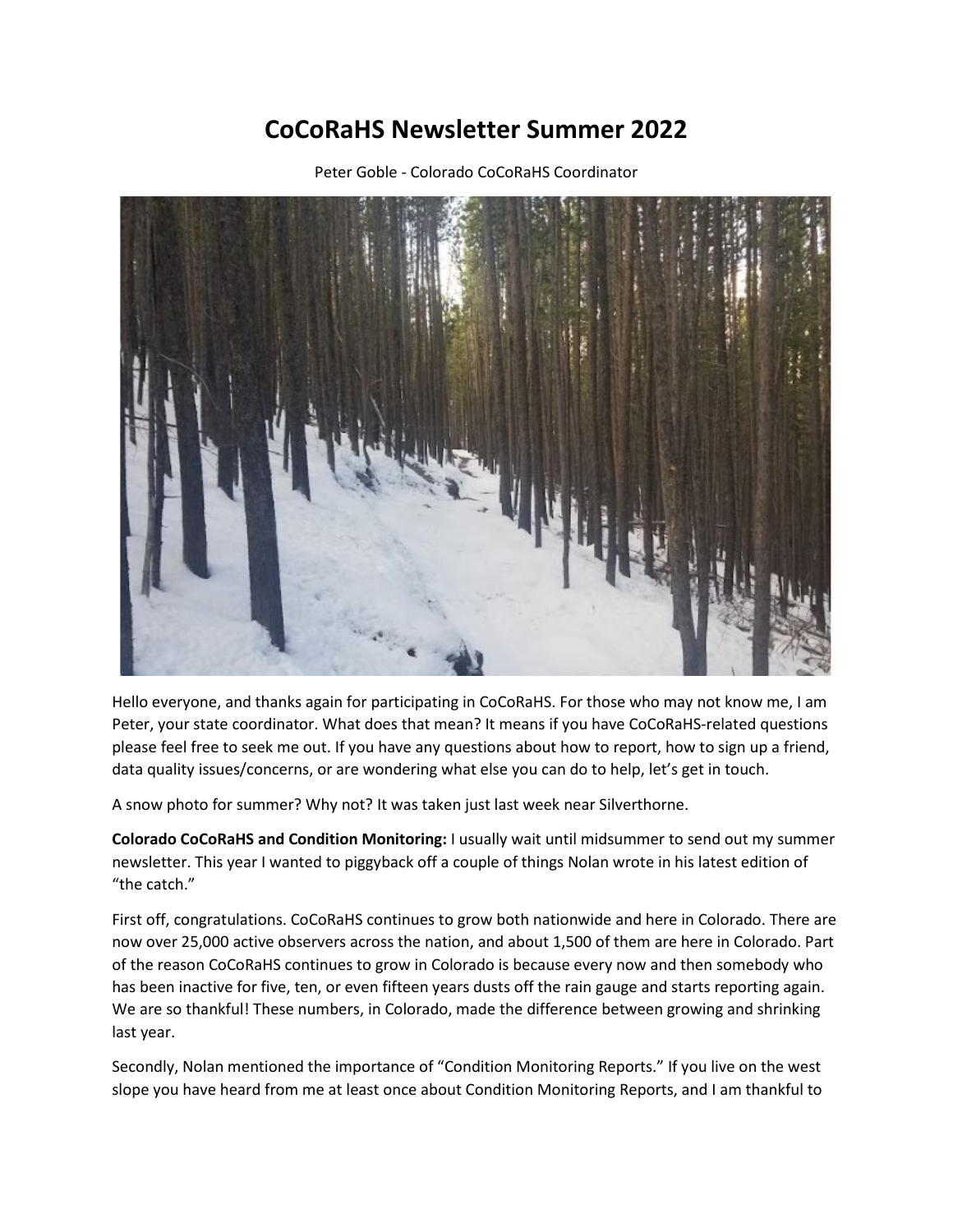# CoCoRaHS Newsletter Summer 2022

Peter Goble - Colorado CoCoRaHS Coordinator

Hello everyone, and thanks again for participating in CoCoRaHS. For those who may not know me, I am Peter, your state coordinator. What does that mean? It means if you have CoCoRaHS-related questions please feel free to seek me out. If you have any questions about how to report, how to sign up a friend, data quality issues/concerns, or are wondering what else you can do to help, let's get in touch.

A snow photo for summer? Why not? It was taken just last week near Silverthorne.

**Colorado CoCoRaHS and Condition Monitoring:** I usually wait until midsummer to send out my summer newsletter. This year I wanted to piggyback off a couple of things Nolan wrote in his latest edition of "the catch."

First off, congratulations. CoCoRaHS continues to grow both nationwide and here in Colorado. There are now over 25,000 active observers across the nation, and about 1,500 of them are here in Colorado. Part of the reason CoCoRaHS continues to grow in Colorado is because every now and then somebody who has been inactive for five, ten, or even fifteen years dusts off the rain gauge and starts reporting again. We are so thankful! These numbers, in Colorado, made the difference between growing and shrinking last year.

Secondly, Nolan mentioned the importance of "Condition Monitoring Reports." If you live on the west slope you have heard from me at least once about Condition Monitoring Reports, and I am thankful to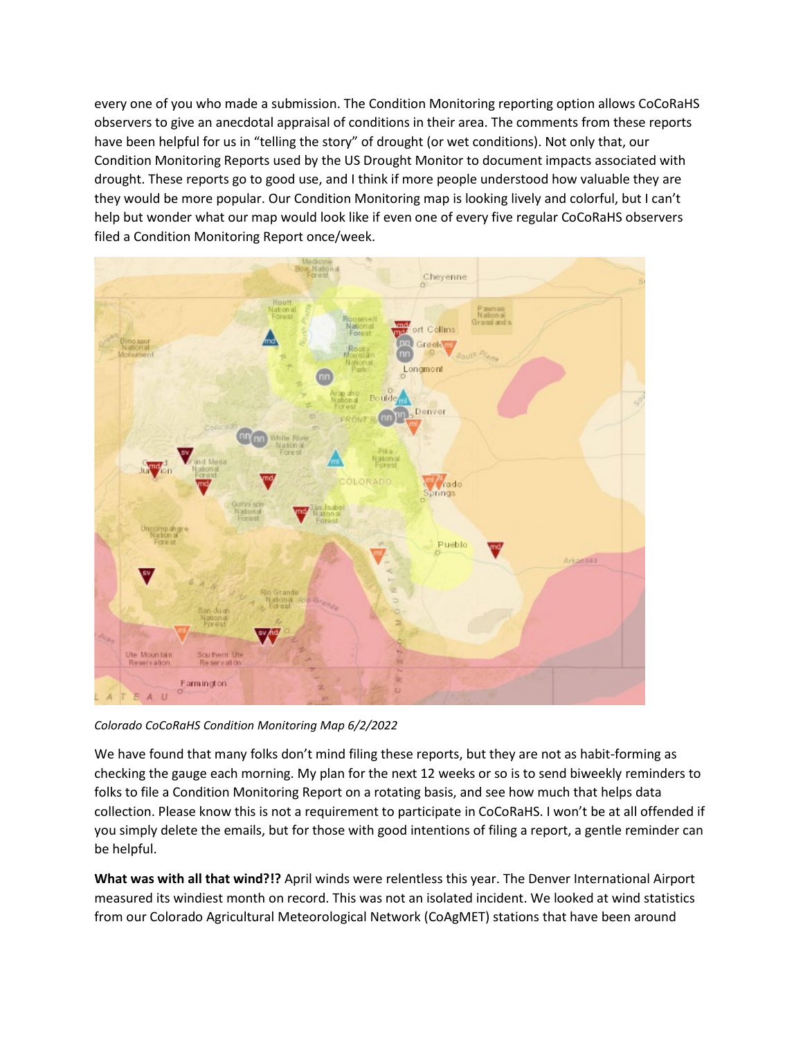every one of you who made a submission. The Condition Monitoring reporting option allows CoCoRaHS observers to give an anecdotal appraisal of conditions in their area. The comments from these reports have been helpful for us in "telling the story" of drought (or wet conditions). Not only that, our Condition Monitoring Reports used by the US Drought Monitor to document impacts associated with drought. These reports go to good use, and I think if more people understood how valuable they are they would be more popular. Our Condition Monitoring map is looking lively and colorful, but I can't help but wonder what our map would look like if even one of every five regular CoCoRaHS observers filed a Condition Monitoring Report once/week.

*Colorado CoCoRaHS Condition Monitoring Map 6/2/2022*

We have found that many folks don't mind filing these reports, but they are not as habit-forming as checking the gauge each morning. My plan for the next 12 weeks or so is to send biweekly reminders to folks to file a Condition Monitoring Report on a rotating basis, and see how much that helps data collection. Please know this is not a requirement to participate in CoCoRaHS. I won't be at all offended if you simply delete the emails, but for those with good intentions of filing a report, a gentle reminder can be helpful.

**What was with all that wind?!?** April winds were relentless this year. The Denver International Airport measured its windiest month on record. This was not an isolated incident. We looked at wind statistics from our Colorado Agricultural Meteorological Network (CoAgMET) stations that have been around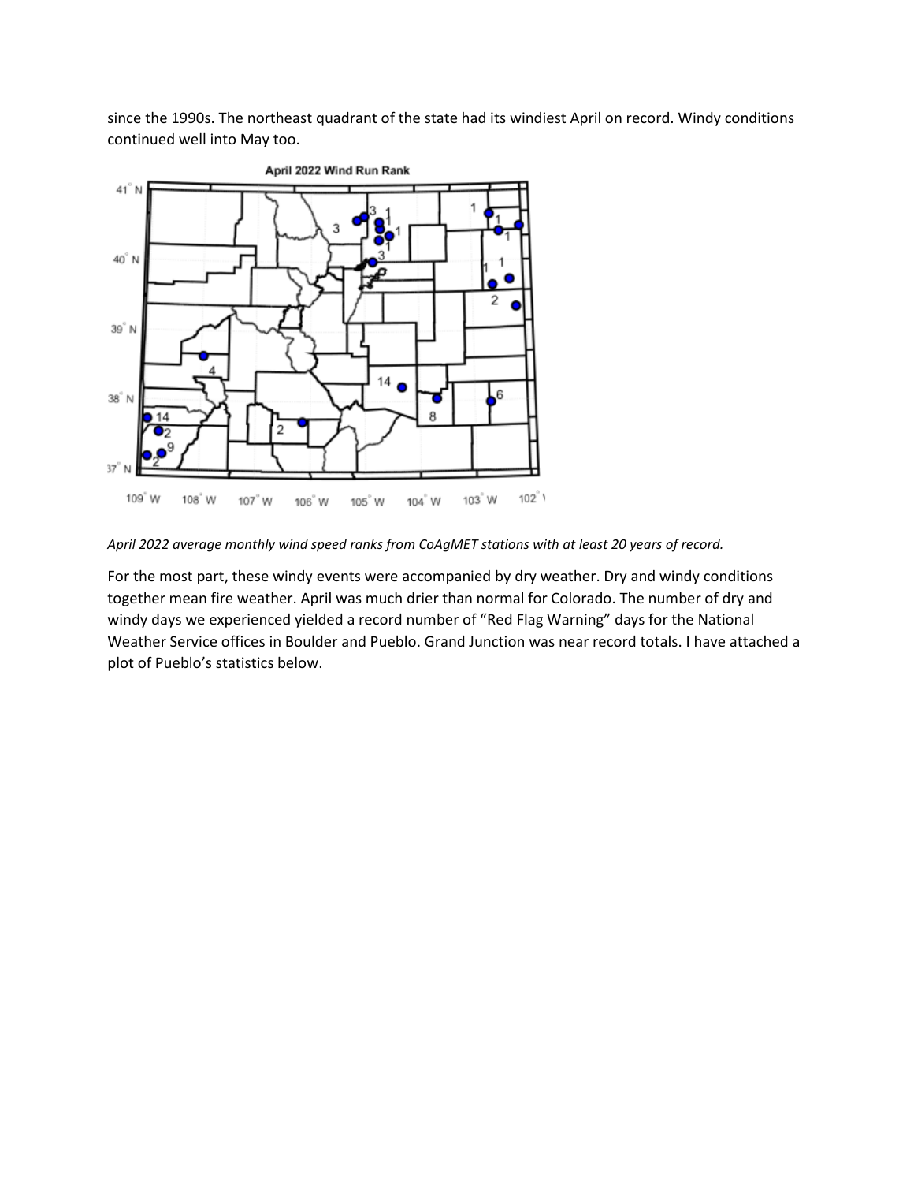since the 1990s. The northeast quadrant of the state had its windiest April on record. Windy conditions continued well into May too.

*April 2022 average monthly wind speed ranks from CoAgMET stations with at least 20 years of record.*

For the most part, these windy events were accompanied by dry weather. Dry and windy conditions together mean fire weather. April was much drier than normal for Colorado. The number of dry and windy days we experienced yielded a record number of "Red Flag Warning" days for the National Weather Service offices in Boulder and Pueblo. Grand Junction was near record totals. I have attached a plot of Pueblo's statistics below.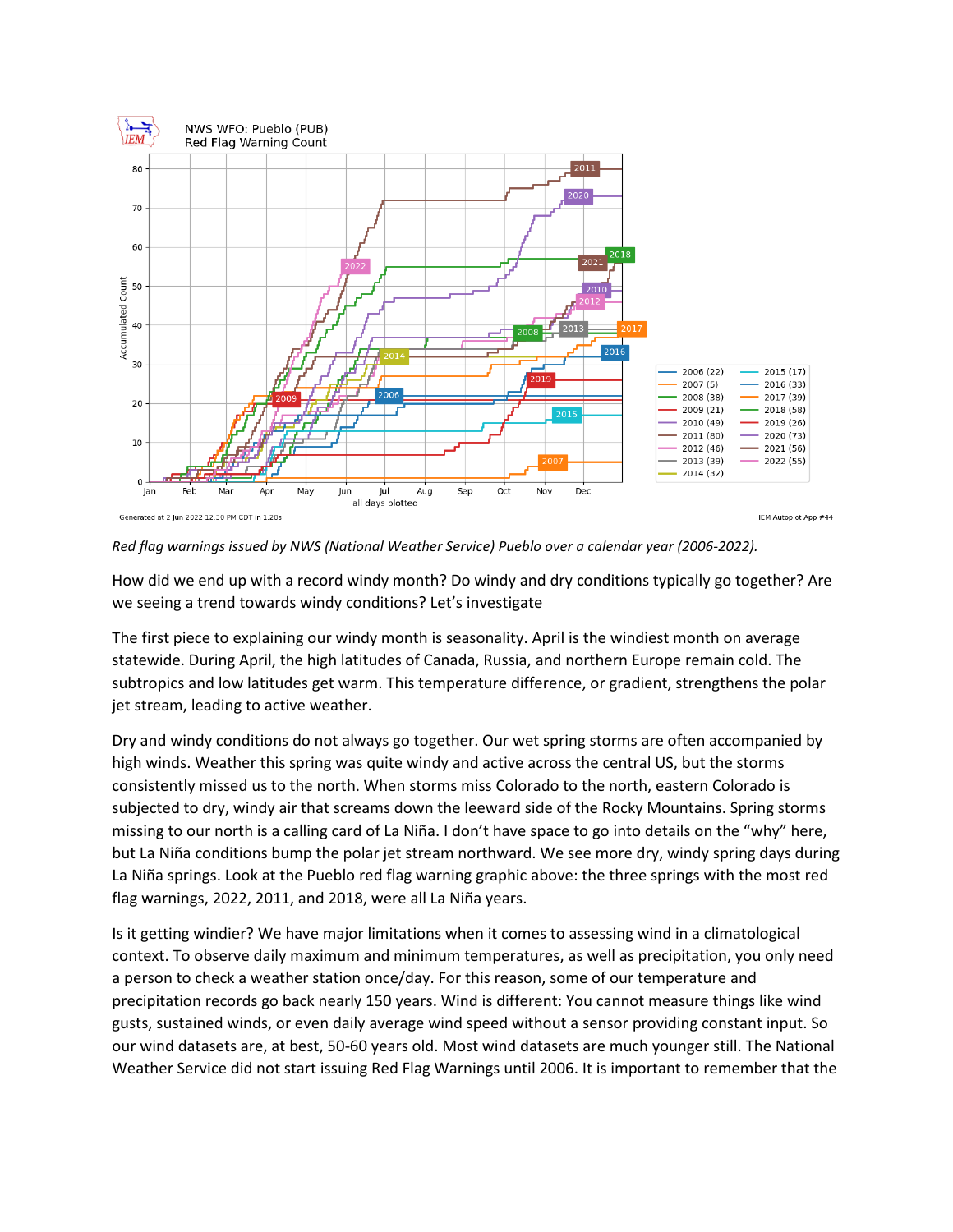*Red flag warnings issued by NWS (National Weather Service) Pueblo over a calendar year (2006-2022).*

How did we end up with a record windy month? Do windy and dry conditions typically go together? Are we seeing a trend towards windy conditions? Let's investigate

The first piece to explaining our windy month is seasonality. April is the windiest month on average statewide. During April, the high latitudes of Canada, Russia, and northern Europe remain cold. The subtropics and low latitudes get warm. This temperature difference, or gradient, strengthens the polar jet stream, leading to active weather.

Dry and windy conditions do not always go together. Our wet spring storms are often accompanied by high winds. Weather this spring was quite windy and active across the central US, but the storms consistently missed us to the north. When storms miss Colorado to the north, eastern Colorado is subjected to dry, windy air that screams down the leeward side of the Rocky Mountains. Spring storms missing to our north is a calling card of La Niña. I don't have space to go into details on the "why" here, but La Niña conditions bump the polar jet stream northward. We see more dry, windy spring days during La Niña springs. Look at the Pueblo red flag warning graphic above: the three springs with the most red flag warnings, 2022, 2011, and 2018, were all La Niña years.

Is it getting windier? We have major limitations when it comes to assessing wind in a climatological context. To observe daily maximum and minimum temperatures, as well as precipitation, you only need a person to check a weather station once/day. For this reason, some of our temperature and precipitation records go back nearly 150 years. Wind is different: You cannot measure things like wind gusts, sustained winds, or even daily average wind speed without a sensor providing constant input. So our wind datasets are, at best, 50-60 years old. Most wind datasets are much younger still. The National Weather Service did not start issuing Red Flag Warnings until 2006. It is important to remember that the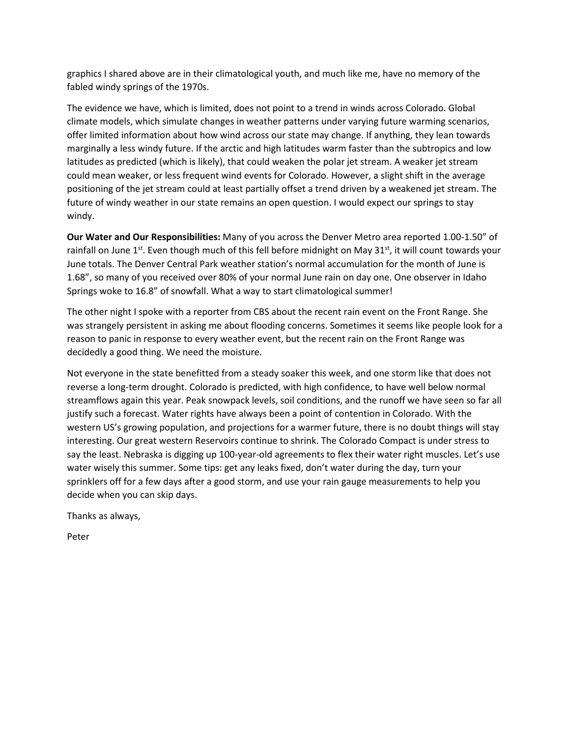graphics I shared above are in their climatological youth, and much like me, have no memory of the fabled windy springs of the 1970s.

The evidence we have, which is limited, does not point to a trend in winds across Colorado. Global climate models, which simulate changes in weather patterns under varying future warming scenarios, offer limited information about how wind across our state may change. If anything, they lean towards marginally a less windy future. If the arctic and high latitudes warm faster than the subtropics and low latitudes as predicted (which is likely), that could weaken the polar jet stream. A weaker jet stream could mean weaker, or less frequent wind events for Colorado. However, a slight shift in the average positioning of the jet stream could at least partially offset a trend driven by a weakened jet stream. The future of windy weather in our state remains an open question. I would expect our springs to stay windy.

**Our Water and Our Responsibilities:** Many of you across the Denver Metro area reported 1.00-1.50" of rainfall on June 1st. Even though much of this fell before midnight on May 31st, it will count towards your June totals. The Denver Central Park weather station's normal accumulation for the month of June is 1.68", so many of you received over 80% of your normal June rain on day one. One observer in Idaho Springs woke to 16.8" of snowfall. What a way to start climatological summer!

The other night I spoke with a reporter from CBS about the recent rain event on the Front Range. She was strangely persistent in asking me about flooding concerns. Sometimes it seems like people look for a reason to panic in response to every weather event, but the recent rain on the Front Range was decidedly a good thing. We need the moisture.

Not everyone in the state benefitted from a steady soaker this week, and one storm like that does not reverse a long-term drought. Colorado is predicted, with high confidence, to have well below normal streamflows again this year. Peak snowpack levels, soil conditions, and the runoff we have seen so far all justify such a forecast. Water rights have always been a point of contention in Colorado. With the western US's growing population, and projections for a warmer future, there is no doubt things will stay interesting. Our great western Reservoirs continue to shrink. The Colorado Compact is under stress to say the least. Nebraska is digging up 100-year-old agreements to flex their water right muscles. Let's use water wisely this summer. Some tips: get any leaks fixed, don't water during the day, turn your sprinklers off for a few days after a good storm, and use your rain gauge measurements to help you decide when you can skip days.

Thanks as always,

Peter